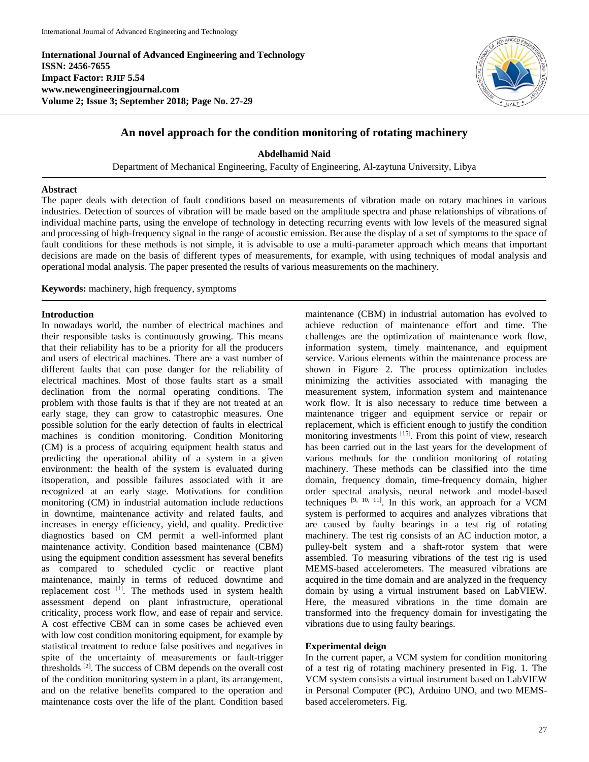International Journal of Advanced Engineering and Technology
ISSN: 2456-7655
Impact Factor: RJIF 5.54
www.newengineeringjournal.com
Volume 2; Issue 3; September 2018; Page No. 27-29

# An novel approach for the condition monitoring of rotating machinery

**Abdelhamid Naid**

Department of Mechanical Engineering, Faculty of Engineering, Al-zaytuna University, Libya

## Abstract

The paper deals with detection of fault conditions based on measurements of vibration made on rotary machines in various industries. Detection of sources of vibration will be made based on the amplitude spectra and phase relationships of vibrations of individual machine parts, using the envelope of technology in detecting recurring events with low levels of the measured signal and processing of high-frequency signal in the range of acoustic emission. Because the display of a set of symptoms to the space of fault conditions for these methods is not simple, it is advisable to use a multi-parameter approach which means that important decisions are made on the basis of different types of measurements, for example, with using techniques of modal analysis and operational modal analysis. The paper presented the results of various measurements on the machinery.

**Keywords:** machinery, high frequency, symptoms

## Introduction

In nowadays world, the number of electrical machines and their responsible tasks is continuously growing. This means that their reliability has to be a priority for all the producers and users of electrical machines. There are a vast number of different faults that can pose danger for the reliability of electrical machines. Most of those faults start as a small declination from the normal operating conditions. The problem with those faults is that if they are not treated at an early stage, they can grow to catastrophic measures. One possible solution for the early detection of faults in electrical machines is condition monitoring. Condition Monitoring (CM) is a process of acquiring equipment health status and predicting the operational ability of a system in a given environment: the health of the system is evaluated during itsoperation, and possible failures associated with it are recognized at an early stage. Motivations for condition monitoring (CM) in industrial automation include reductions in downtime, maintenance activity and related faults, and increases in energy efficiency, yield, and quality. Predictive diagnostics based on CM permit a well-informed plant maintenance activity. Condition based maintenance (CBM) using the equipment condition assessment has several benefits as compared to scheduled cyclic or reactive plant maintenance, mainly in terms of reduced downtime and replacement cost [1]. The methods used in system health assessment depend on plant infrastructure, operational criticality, process work flow, and ease of repair and service. A cost effective CBM can in some cases be achieved even with low cost condition monitoring equipment, for example by statistical treatment to reduce false positives and negatives in spite of the uncertainty of measurements or fault-trigger thresholds [2]. The success of CBM depends on the overall cost of the condition monitoring system in a plant, its arrangement, and on the relative benefits compared to the operation and maintenance costs over the life of the plant. Condition based maintenance (CBM) in industrial automation has evolved to achieve reduction of maintenance effort and time. The challenges are the optimization of maintenance work flow, information system, timely maintenance, and equipment service. Various elements within the maintenance process are shown in Figure 2. The process optimization includes minimizing the activities associated with managing the measurement system, information system and maintenance work flow. It is also necessary to reduce time between a maintenance trigger and equipment service or repair or replacement, which is efficient enough to justify the condition monitoring investments [15]. From this point of view, research has been carried out in the last years for the development of various methods for the condition monitoring of rotating machinery. These methods can be classified into the time domain, frequency domain, time-frequency domain, higher order spectral analysis, neural network and model-based techniques [9, 10, 11]. In this work, an approach for a VCM system is performed to acquires and analyzes vibrations that are caused by faulty bearings in a test rig of rotating machinery. The test rig consists of an AC induction motor, a pulley-belt system and a shaft-rotor system that were assembled. To measuring vibrations of the test rig is used MEMS-based accelerometers. The measured vibrations are acquired in the time domain and are analyzed in the frequency domain by using a virtual instrument based on LabVIEW. Here, the measured vibrations in the time domain are transformed into the frequency domain for investigating the vibrations due to using faulty bearings.

## Experimental deign

In the current paper, a VCM system for condition monitoring of a test rig of rotating machinery presented in Fig. 1. The VCM system consists a virtual instrument based on LabVIEW in Personal Computer (PC), Arduino UNO, and two MEMS-based accelerometers. Fig.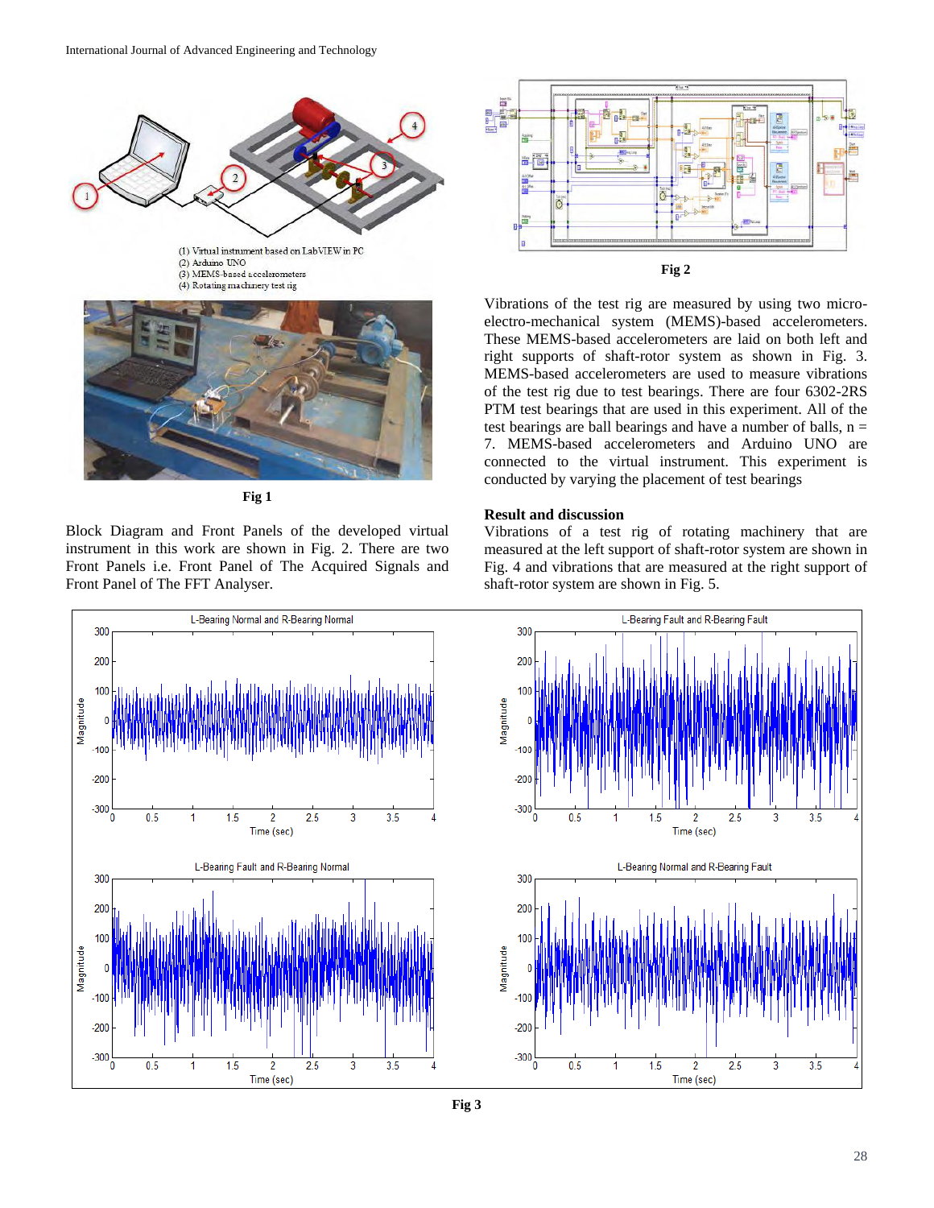(1) Virtual instrument based on LabVIEW in PC
(2) Arduino UNO
(3) MEMS-based accelerometers
(4) Rotating machinery test rig

**Fig 1**

Block Diagram and Front Panels of the developed virtual instrument in this work are shown in Fig. 2. There are two Front Panels i.e. Front Panel of The Acquired Signals and Front Panel of The FFT Analyser.

**Fig 2**

Vibrations of the test rig are measured by using two micro-electro-mechanical system (MEMS)-based accelerometers. These MEMS-based accelerometers are laid on both left and right supports of shaft-rotor system as shown in Fig. 3. MEMS-based accelerometers are used to measure vibrations of the test rig due to test bearings. There are four 6302-2RS PTM test bearings that are used in this experiment. All of the test bearings are ball bearings and have a number of balls, n = 7. MEMS-based accelerometers and Arduino UNO are connected to the virtual instrument. This experiment is conducted by varying the placement of test bearings

**Result and discussion**

Vibrations of a test rig of rotating machinery that are measured at the left support of shaft-rotor system are shown in Fig. 4 and vibrations that are measured at the right support of shaft-rotor system are shown in Fig. 5.

**Fig 3**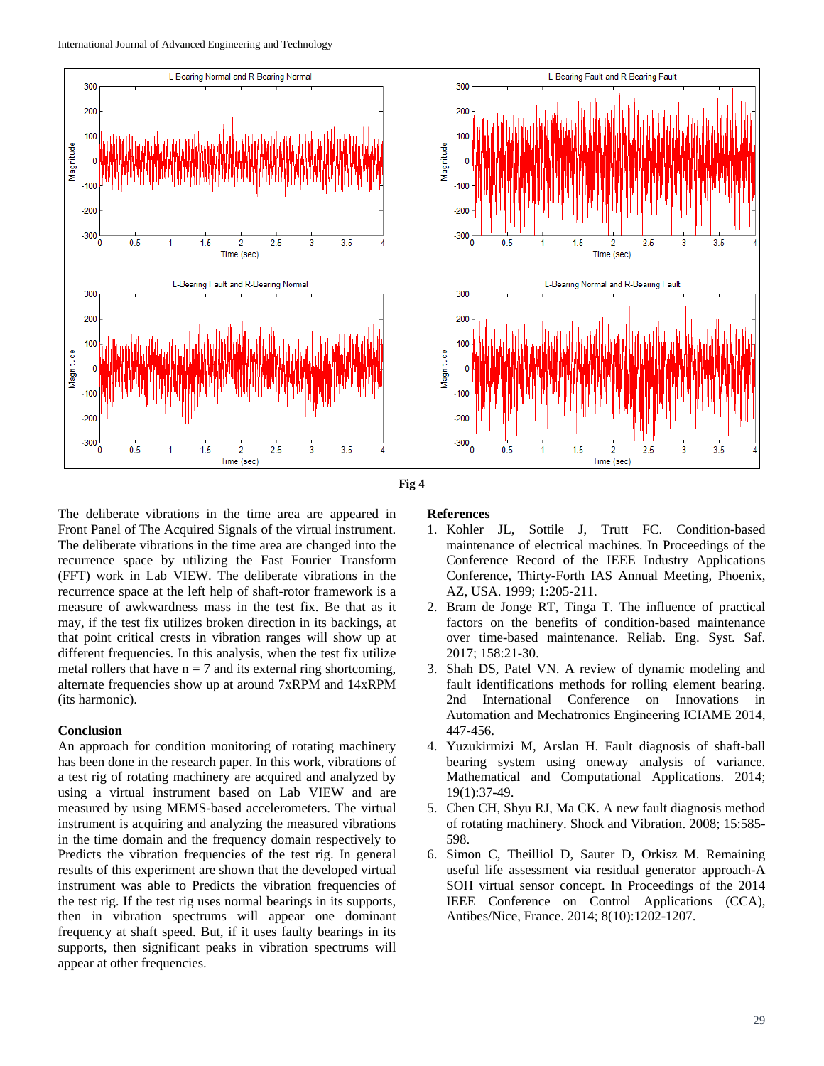L-Bearing Normal and R-Bearing Normal

Magnitude

300
200
100
0
-100
-200
-300

0 0.5 1 1.5 2 2.5 3 3.5 4

Time (sec)

L-Bearing Fault and R-Bearing Fault

Magnitude

300
200
100
0
-100
-200
-300

0 0.5 1 1.5 2 2.5 3 3.5 4

Time (sec)

L-Bearing Fault and R-Bearing Normal

Magnitude

300
200
100
0
-100
-200
-300

0 0.5 1 1.5 2 2.5 3 3.5 4

Time (sec)

L-Bearing Normal and R-Bearing Fault

Magnitude

300
200
100
0
-100
-200
-300

0 0.5 1 1.5 2 2.5 3 3.5 4

Time (sec)

**Fig 4**

The deliberate vibrations in the time area are appeared in Front Panel of The Acquired Signals of the virtual instrument. The deliberate vibrations in the time area are changed into the recurrence space by utilizing the Fast Fourier Transform (FFT) work in Lab VIEW. The deliberate vibrations in the recurrence space at the left help of shaft-rotor framework is a measure of awkwardness mass in the test fix. Be that as it may, if the test fix utilizes broken direction in its backings, at that point critical crests in vibration ranges will show up at different frequencies. In this analysis, when the test fix utilize metal rollers that have n = 7 and its external ring shortcoming, alternate frequencies show up at around 7xRPM and 14xRPM (its harmonic).

## Conclusion

An approach for condition monitoring of rotating machinery has been done in the research paper. In this work, vibrations of a test rig of rotating machinery are acquired and analyzed by using a virtual instrument based on Lab VIEW and are measured by using MEMS-based accelerometers. The virtual instrument is acquiring and analyzing the measured vibrations in the time domain and the frequency domain respectively to Predicts the vibration frequencies of the test rig. In general results of this experiment are shown that the developed virtual instrument was able to Predicts the vibration frequencies of the test rig. If the test rig uses normal bearings in its supports, then in vibration spectrums will appear one dominant frequency at shaft speed. But, if it uses faulty bearings in its supports, then significant peaks in vibration spectrums will appear at other frequencies.

## References

1. Kohler JL, Sottile J, Trutt FC. Condition-based maintenance of electrical machines. In Proceedings of the Conference Record of the IEEE Industry Applications Conference, Thirty-Forth IAS Annual Meeting, Phoenix, AZ, USA. 1999; 1:205-211.
2. Bram de Jonge RT, Tinga T. The influence of practical factors on the benefits of condition-based maintenance over time-based maintenance. Reliab. Eng. Syst. Saf. 2017; 158:21-30.
3. Shah DS, Patel VN. A review of dynamic modeling and fault identifications methods for rolling element bearing. 2nd International Conference on Innovations in Automation and Mechatronics Engineering ICIAME 2014, 447-456.
4. Yuzukirmizi M, Arslan H. Fault diagnosis of shaft-ball bearing system using oneway analysis of variance. Mathematical and Computational Applications. 2014; 19(1):37-49.
5. Chen CH, Shyu RJ, Ma CK. A new fault diagnosis method of rotating machinery. Shock and Vibration. 2008; 15:585-598.
6. Simon C, Theilliol D, Sauter D, Orkisz M. Remaining useful life assessment via residual generator approach-A SOH virtual sensor concept. In Proceedings of the 2014 IEEE Conference on Control Applications (CCA), Antibes/Nice, France. 2014; 8(10):1202-1207.